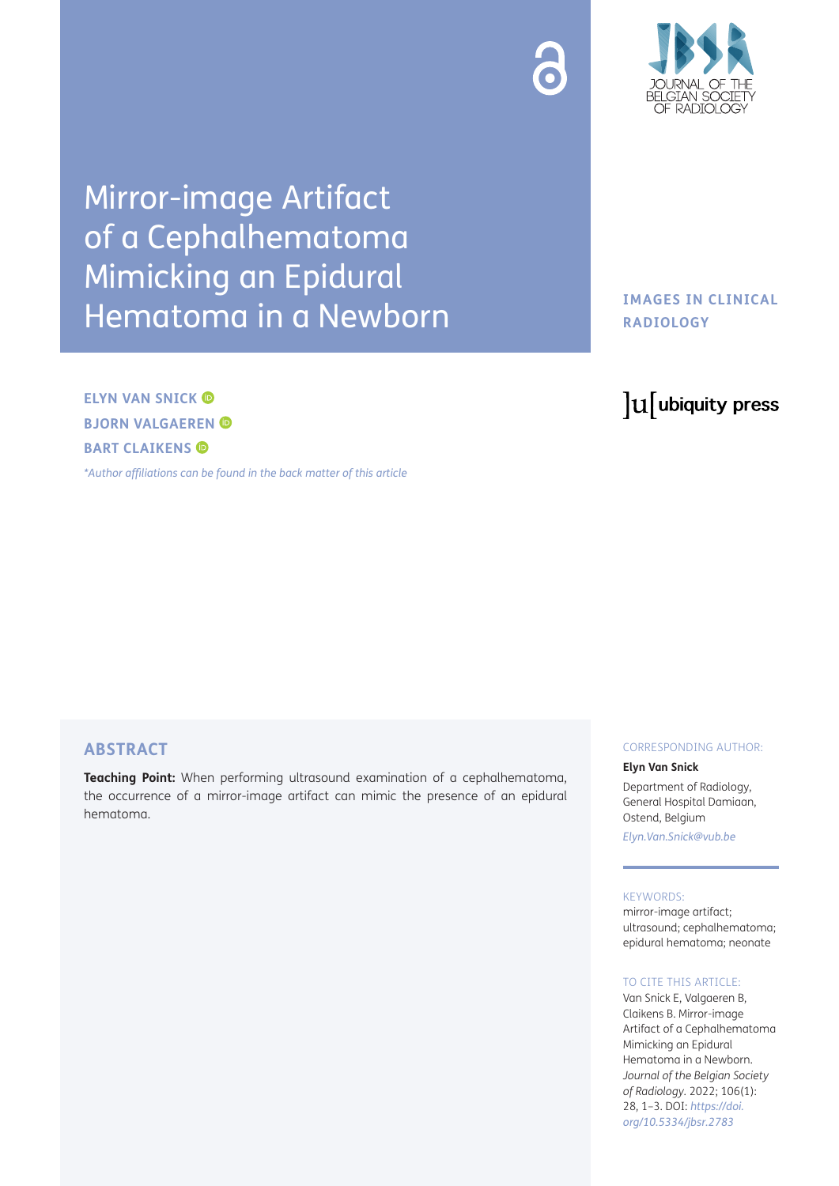# Mirror-image Artifact of a Cephalhematoma Mimicking an Epidural Hematoma in a Newborn

IMAGES IN CLINICAL RADIOLOGY

**ELYN VAN SNICK**
**BJORN VALGAEREN**
**BART CLAIKENS**

*\*Author affiliations can be found in the back matter of this article*

## ABSTRACT

**Teaching Point:** When performing ultrasound examination of a cephalhematoma, the occurrence of a mirror-image artifact can mimic the presence of an epidural hematoma.

CORRESPONDING AUTHOR:

**Elyn Van Snick**

Department of Radiology, General Hospital Damiaan, Ostend, Belgium

*Elyn.Van.Snick@vub.be*

KEYWORDS:

mirror-image artifact; ultrasound; cephalhematoma; epidural hematoma; neonate

TO CITE THIS ARTICLE:

Van Snick E, Valgaeren B, Claikens B. Mirror-image Artifact of a Cephalhematoma Mimicking an Epidural Hematoma in a Newborn. *Journal of the Belgian Society of Radiology.* 2022; 106(1): 28, 1–3. DOI: *https://doi.org/10.5334/jbsr.2783*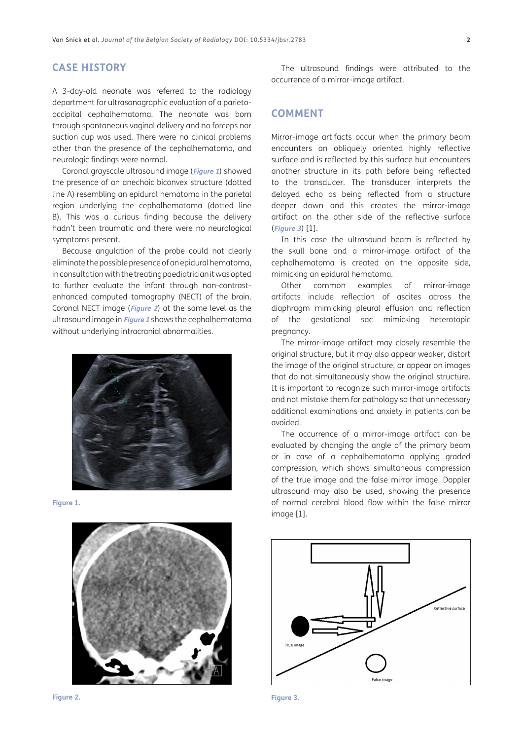## CASE HISTORY

A 3-day-old neonate was referred to the radiology department for ultrasonographic evaluation of a parieto-occipital cephalhematoma. The neonate was born through spontaneous vaginal delivery and no forceps nor suction cup was used. There were no clinical problems other than the presence of the cephalhematoma, and neurologic findings were normal.

Coronal grayscale ultrasound image (*Figure 1*) showed the presence of an anechoic biconvex structure (dotted line A) resembling an epidural hematoma in the parietal region underlying the cephalhematoma (dotted line B). This was a curious finding because the delivery hadn't been traumatic and there were no neurological symptoms present.

Because angulation of the probe could not clearly eliminate the possible presence of an epidural hematoma, in consultation with the treating paediatrician it was opted to further evaluate the infant through non-contrast-enhanced computed tomography (NECT) of the brain. Coronal NECT image (*Figure 2*) at the same level as the ultrasound image in *Figure 1* shows the cephalhematoma without underlying intracranial abnormalities.

**Figure 1.**

**Figure 2.**

The ultrasound findings were attributed to the occurrence of a mirror-image artifact.

## COMMENT

Mirror-image artifacts occur when the primary beam encounters an obliquely oriented highly reflective surface and is reflected by this surface but encounters another structure in its path before being reflected to the transducer. The transducer interprets the delayed echo as being reflected from a structure deeper down and this creates the mirror-image artifact on the other side of the reflective surface (*Figure 3*) [1].

In this case the ultrasound beam is reflected by the skull bone and a mirror-image artifact of the cephalhematoma is created on the opposite side, mimicking an epidural hematoma.

Other common examples of mirror-image artifacts include reflection of ascites across the diaphragm mimicking pleural effusion and reflection of the gestational sac mimicking heterotopic pregnancy.

The mirror-image artifact may closely resemble the original structure, but it may also appear weaker, distort the image of the original structure, or appear on images that do not simultaneously show the original structure. It is important to recognize such mirror-image artifacts and not mistake them for pathology so that unnecessary additional examinations and anxiety in patients can be avoided.

The occurrence of a mirror-image artifact can be evaluated by changing the angle of the primary beam or in case of a cephalhematoma applying graded compression, which shows simultaneous compression of the true image and the false mirror image. Doppler ultrasound may also be used, showing the presence of normal cerebral blood flow within the false mirror image [1].

**Figure 3.**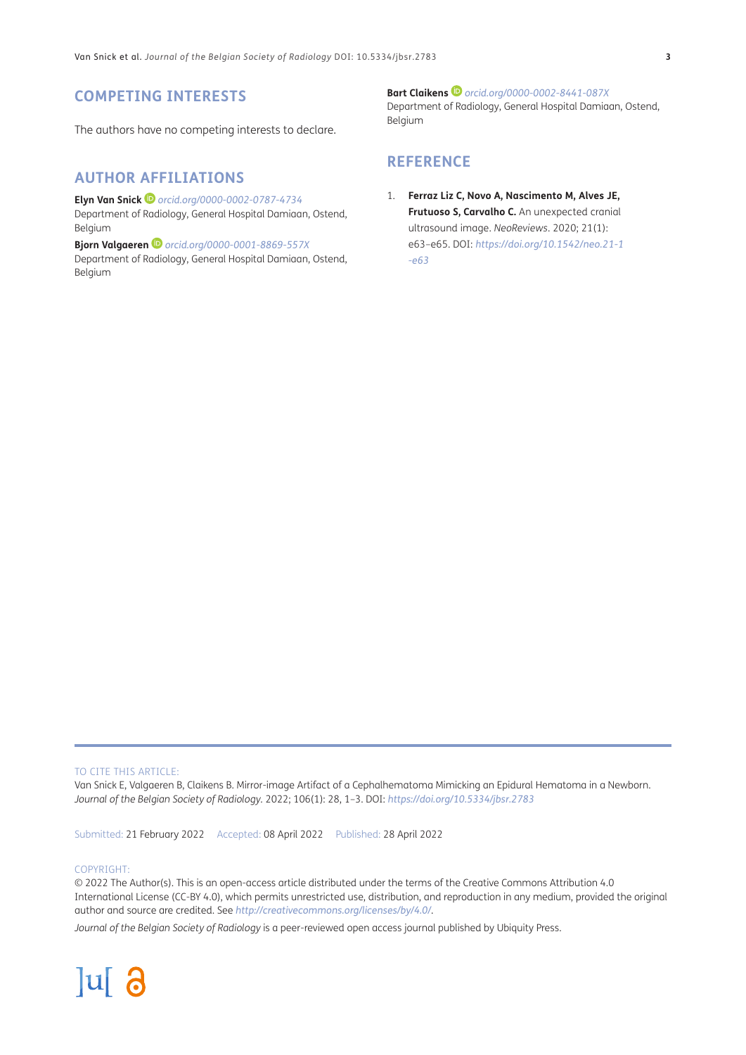## COMPETING INTERESTS

The authors have no competing interests to declare.

## AUTHOR AFFILIATIONS

**Elyn Van Snick** *orcid.org/0000-0002-0787-4734*
Department of Radiology, General Hospital Damiaan, Ostend, Belgium

**Bjorn Valgaeren** *orcid.org/0000-0001-8869-557X*
Department of Radiology, General Hospital Damiaan, Ostend, Belgium

**Bart Claikens** *orcid.org/0000-0002-8441-087X*
Department of Radiology, General Hospital Damiaan, Ostend, Belgium

## REFERENCE

1. **Ferraz Liz C, Novo A, Nascimento M, Alves JE, Frutuoso S, Carvalho C.** An unexpected cranial ultrasound image. *NeoReviews*. 2020; 21(1): e63–e65. DOI: *https://doi.org/10.1542/neo.21-1-e63*

TO CITE THIS ARTICLE:

Van Snick E, Valgaeren B, Claikens B. Mirror-image Artifact of a Cephalhematoma Mimicking an Epidural Hematoma in a Newborn. *Journal of the Belgian Society of Radiology.* 2022; 106(1): 28, 1–3. DOI: *https://doi.org/10.5334/jbsr.2783*

Submitted: 21 February 2022 Accepted: 08 April 2022 Published: 28 April 2022

COPYRIGHT:

© 2022 The Author(s). This is an open-access article distributed under the terms of the Creative Commons Attribution 4.0 International License (CC-BY 4.0), which permits unrestricted use, distribution, and reproduction in any medium, provided the original author and source are credited. See *http://creativecommons.org/licenses/by/4.0/*.

*Journal of the Belgian Society of Radiology* is a peer-reviewed open access journal published by Ubiquity Press.